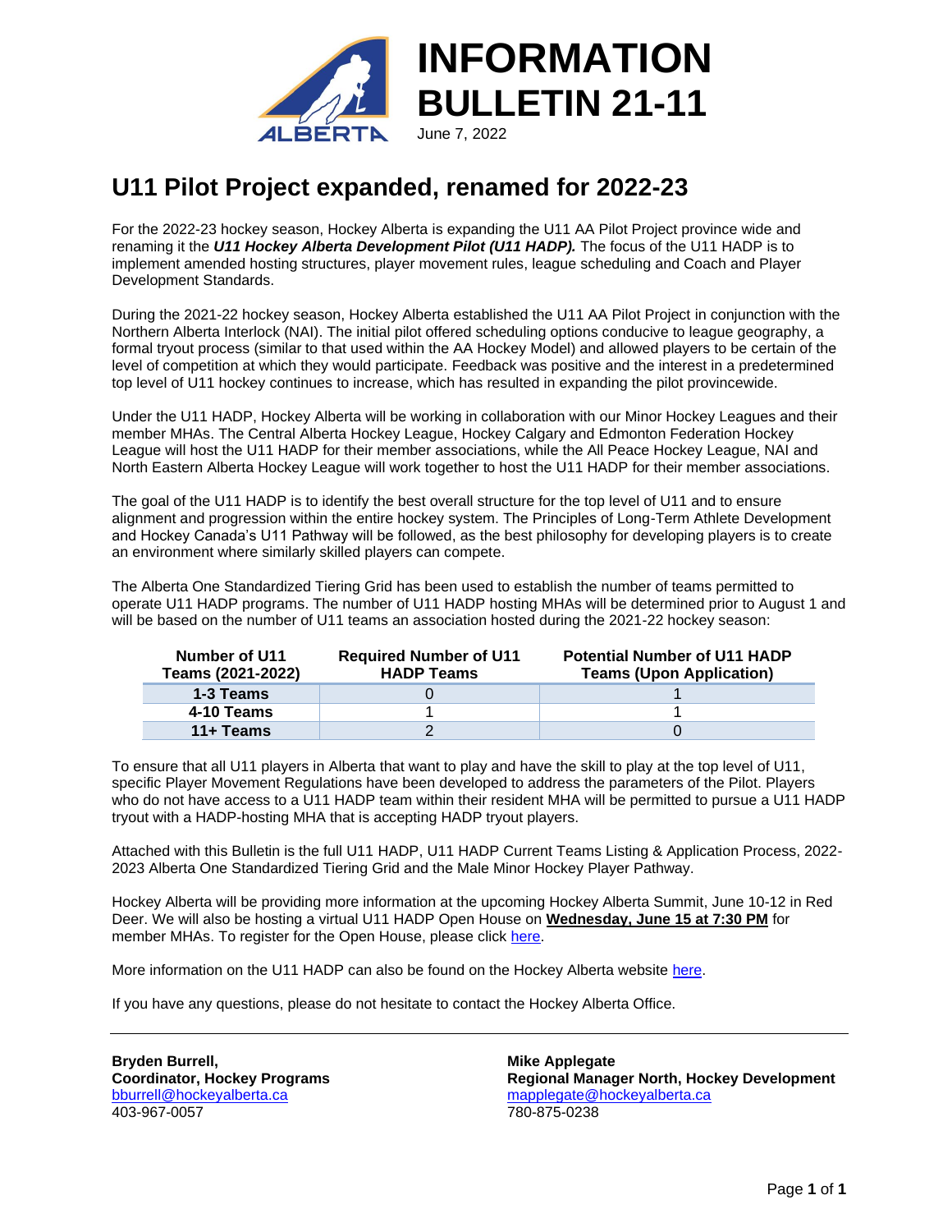# INFORMATION BULLETIN 21-11

June 7, 2022

## U11 Pilot Project expanded, renamed for 2022-23

For the 2022-23 hockey season, Hockey Alberta is expanding the U11 AA Pilot Project province wide and renaming it the ***U11 Hockey Alberta Development Pilot (U11 HADP).*** The focus of the U11 HADP is to implement amended hosting structures, player movement rules, league scheduling and Coach and Player Development Standards.

During the 2021-22 hockey season, Hockey Alberta established the U11 AA Pilot Project in conjunction with the Northern Alberta Interlock (NAI). The initial pilot offered scheduling options conducive to league geography, a formal tryout process (similar to that used within the AA Hockey Model) and allowed players to be certain of the level of competition at which they would participate. Feedback was positive and the interest in a predetermined top level of U11 hockey continues to increase, which has resulted in expanding the pilot provincewide.

Under the U11 HADP, Hockey Alberta will be working in collaboration with our Minor Hockey Leagues and their member MHAs. The Central Alberta Hockey League, Hockey Calgary and Edmonton Federation Hockey League will host the U11 HADP for their member associations, while the All Peace Hockey League, NAI and North Eastern Alberta Hockey League will work together to host the U11 HADP for their member associations.

The goal of the U11 HADP is to identify the best overall structure for the top level of U11 and to ensure alignment and progression within the entire hockey system. The Principles of Long-Term Athlete Development and Hockey Canada's U11 Pathway will be followed, as the best philosophy for developing players is to create an environment where similarly skilled players can compete.

The Alberta One Standardized Tiering Grid has been used to establish the number of teams permitted to operate U11 HADP programs. The number of U11 HADP hosting MHAs will be determined prior to August 1 and will be based on the number of U11 teams an association hosted during the 2021-22 hockey season:

| Number of U11 Teams (2021-2022) | Required Number of U11 HADP Teams | Potential Number of U11 HADP Teams (Upon Application) |
|---|---|---|
| **1-3 Teams** | 0 | 1 |
| **4-10 Teams** | 1 | 1 |
| **11+ Teams** | 2 | 0 |

To ensure that all U11 players in Alberta that want to play and have the skill to play at the top level of U11, specific Player Movement Regulations have been developed to address the parameters of the Pilot. Players who do not have access to a U11 HADP team within their resident MHA will be permitted to pursue a U11 HADP tryout with a HADP-hosting MHA that is accepting HADP tryout players.

Attached with this Bulletin is the full U11 HADP, U11 HADP Current Teams Listing & Application Process, 2022-2023 Alberta One Standardized Tiering Grid and the Male Minor Hockey Player Pathway.

Hockey Alberta will be providing more information at the upcoming Hockey Alberta Summit, June 10-12 in Red Deer. We will also be hosting a virtual U11 HADP Open House on **Wednesday, June 15 at 7:30 PM** for member MHAs. To register for the Open House, please click here.

More information on the U11 HADP can also be found on the Hockey Alberta website here.

If you have any questions, please do not hesitate to contact the Hockey Alberta Office.

---

**Bryden Burrell,**
**Coordinator, Hockey Programs**
bburrell@hockeyalberta.ca
403-967-0057

**Mike Applegate**
**Regional Manager North, Hockey Development**
mapplegate@hockeyalberta.ca
780-875-0238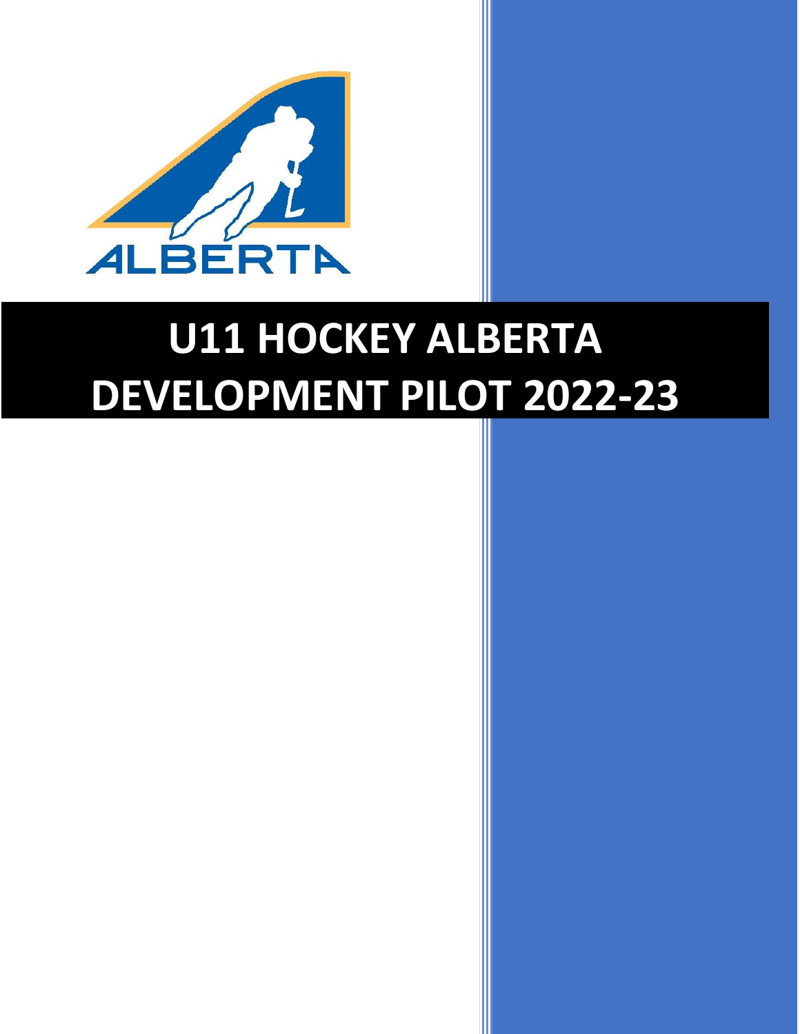# U11 HOCKEY ALBERTA DEVELOPMENT PILOT 2022-23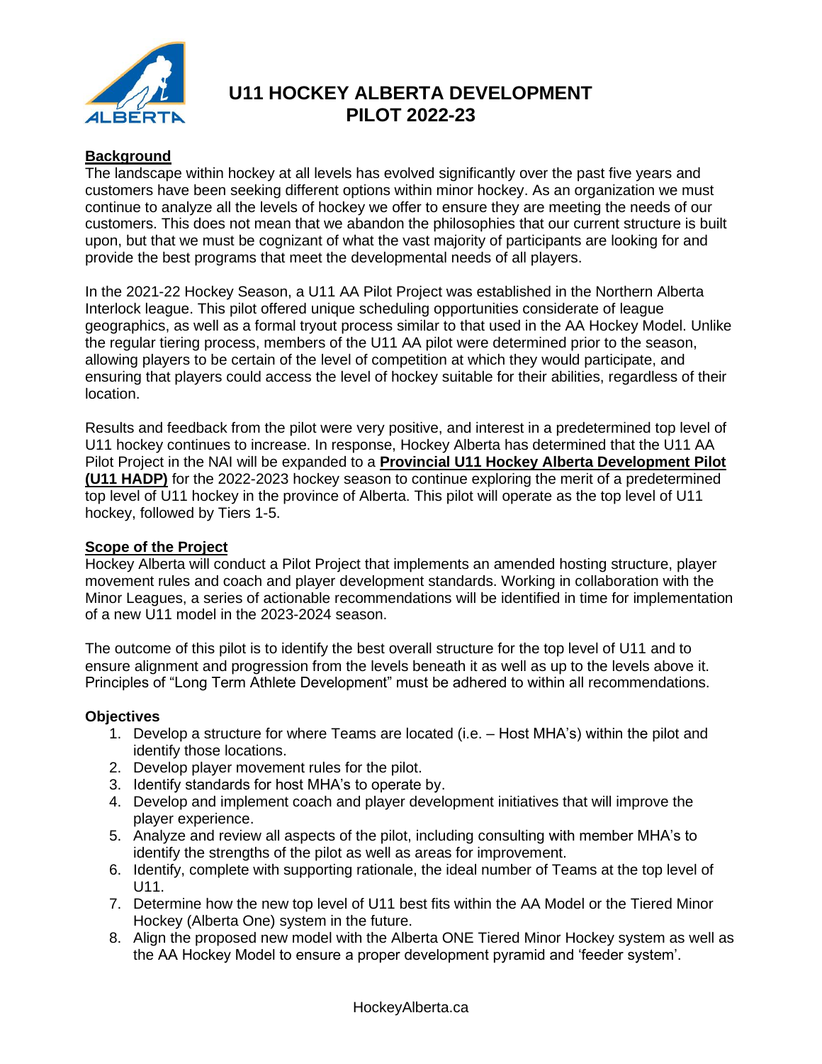# U11 HOCKEY ALBERTA DEVELOPMENT PILOT 2022-23

## Background

The landscape within hockey at all levels has evolved significantly over the past five years and customers have been seeking different options within minor hockey. As an organization we must continue to analyze all the levels of hockey we offer to ensure they are meeting the needs of our customers. This does not mean that we abandon the philosophies that our current structure is built upon, but that we must be cognizant of what the vast majority of participants are looking for and provide the best programs that meet the developmental needs of all players.

In the 2021-22 Hockey Season, a U11 AA Pilot Project was established in the Northern Alberta Interlock league. This pilot offered unique scheduling opportunities considerate of league geographics, as well as a formal tryout process similar to that used in the AA Hockey Model. Unlike the regular tiering process, members of the U11 AA pilot were determined prior to the season, allowing players to be certain of the level of competition at which they would participate, and ensuring that players could access the level of hockey suitable for their abilities, regardless of their location.

Results and feedback from the pilot were very positive, and interest in a predetermined top level of U11 hockey continues to increase. In response, Hockey Alberta has determined that the U11 AA Pilot Project in the NAI will be expanded to a **Provincial U11 Hockey Alberta Development Pilot (U11 HADP)** for the 2022-2023 hockey season to continue exploring the merit of a predetermined top level of U11 hockey in the province of Alberta. This pilot will operate as the top level of U11 hockey, followed by Tiers 1-5.

## Scope of the Project

Hockey Alberta will conduct a Pilot Project that implements an amended hosting structure, player movement rules and coach and player development standards. Working in collaboration with the Minor Leagues, a series of actionable recommendations will be identified in time for implementation of a new U11 model in the 2023-2024 season.

The outcome of this pilot is to identify the best overall structure for the top level of U11 and to ensure alignment and progression from the levels beneath it as well as up to the levels above it. Principles of "Long Term Athlete Development" must be adhered to within all recommendations.

### Objectives

1. Develop a structure for where Teams are located (i.e. – Host MHA's) within the pilot and identify those locations.
2. Develop player movement rules for the pilot.
3. Identify standards for host MHA's to operate by.
4. Develop and implement coach and player development initiatives that will improve the player experience.
5. Analyze and review all aspects of the pilot, including consulting with member MHA's to identify the strengths of the pilot as well as areas for improvement.
6. Identify, complete with supporting rationale, the ideal number of Teams at the top level of U11.
7. Determine how the new top level of U11 best fits within the AA Model or the Tiered Minor Hockey (Alberta One) system in the future.
8. Align the proposed new model with the Alberta ONE Tiered Minor Hockey system as well as the AA Hockey Model to ensure a proper development pyramid and 'feeder system'.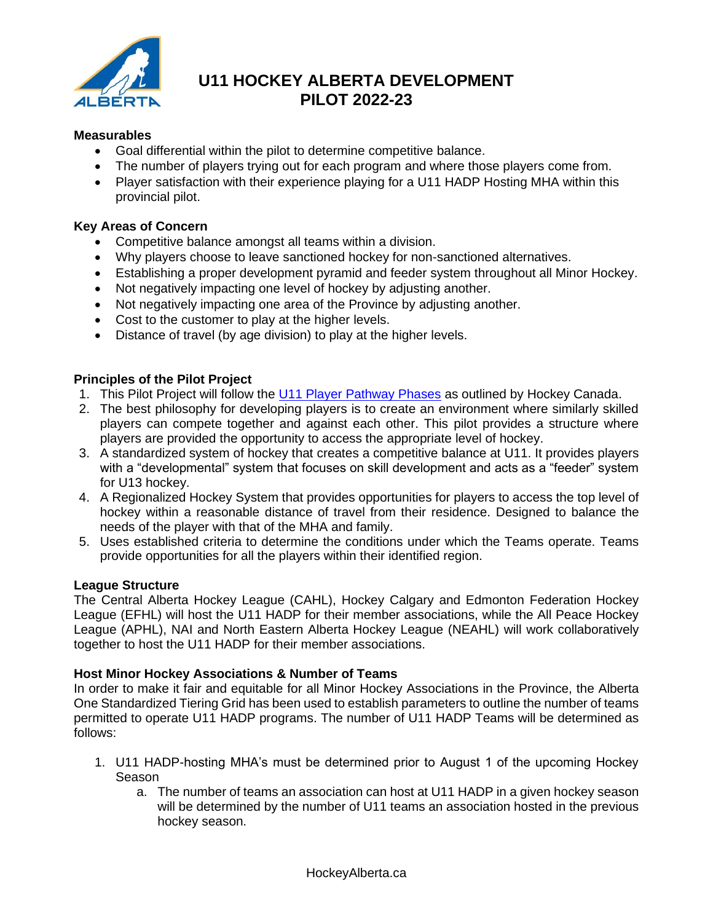# U11 HOCKEY ALBERTA DEVELOPMENT PILOT 2022-23

**Measurables**

- Goal differential within the pilot to determine competitive balance.
- The number of players trying out for each program and where those players come from.
- Player satisfaction with their experience playing for a U11 HADP Hosting MHA within this provincial pilot.

**Key Areas of Concern**

- Competitive balance amongst all teams within a division.
- Why players choose to leave sanctioned hockey for non-sanctioned alternatives.
- Establishing a proper development pyramid and feeder system throughout all Minor Hockey.
- Not negatively impacting one level of hockey by adjusting another.
- Not negatively impacting one area of the Province by adjusting another.
- Cost to the customer to play at the higher levels.
- Distance of travel (by age division) to play at the higher levels.

**Principles of the Pilot Project**

1. This Pilot Project will follow the U11 Player Pathway Phases as outlined by Hockey Canada.
2. The best philosophy for developing players is to create an environment where similarly skilled players can compete together and against each other. This pilot provides a structure where players are provided the opportunity to access the appropriate level of hockey.
3. A standardized system of hockey that creates a competitive balance at U11. It provides players with a "developmental" system that focuses on skill development and acts as a "feeder" system for U13 hockey.
4. A Regionalized Hockey System that provides opportunities for players to access the top level of hockey within a reasonable distance of travel from their residence. Designed to balance the needs of the player with that of the MHA and family.
5. Uses established criteria to determine the conditions under which the Teams operate. Teams provide opportunities for all the players within their identified region.

**League Structure**

The Central Alberta Hockey League (CAHL), Hockey Calgary and Edmonton Federation Hockey League (EFHL) will host the U11 HADP for their member associations, while the All Peace Hockey League (APHL), NAI and North Eastern Alberta Hockey League (NEAHL) will work collaboratively together to host the U11 HADP for their member associations.

**Host Minor Hockey Associations & Number of Teams**

In order to make it fair and equitable for all Minor Hockey Associations in the Province, the Alberta One Standardized Tiering Grid has been used to establish parameters to outline the number of teams permitted to operate U11 HADP programs. The number of U11 HADP Teams will be determined as follows:

1. U11 HADP-hosting MHA's must be determined prior to August 1 of the upcoming Hockey Season
   a. The number of teams an association can host at U11 HADP in a given hockey season will be determined by the number of U11 teams an association hosted in the previous hockey season.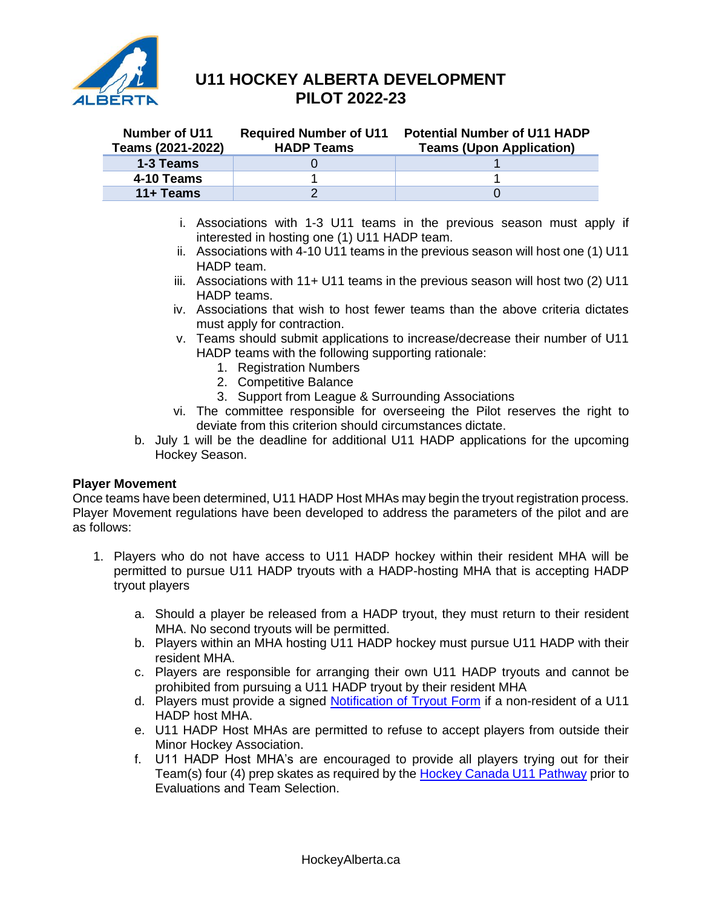# U11 HOCKEY ALBERTA DEVELOPMENT PILOT 2022-23

| Number of U11 Teams (2021-2022) | Required Number of U11 HADP Teams | Potential Number of U11 HADP Teams (Upon Application) |
|---|---|---|
| **1-3 Teams** | 0 | 1 |
| **4-10 Teams** | 1 | 1 |
| **11+ Teams** | 2 | 0 |

i. Associations with 1-3 U11 teams in the previous season must apply if interested in hosting one (1) U11 HADP team.
ii. Associations with 4-10 U11 teams in the previous season will host one (1) U11 HADP team.
iii. Associations with 11+ U11 teams in the previous season will host two (2) U11 HADP teams.
iv. Associations that wish to host fewer teams than the above criteria dictates must apply for contraction.
v. Teams should submit applications to increase/decrease their number of U11 HADP teams with the following supporting rationale:
   1. Registration Numbers
   2. Competitive Balance
   3. Support from League & Surrounding Associations
vi. The committee responsible for overseeing the Pilot reserves the right to deviate from this criterion should circumstances dictate.

b. July 1 will be the deadline for additional U11 HADP applications for the upcoming Hockey Season.

**Player Movement**

Once teams have been determined, U11 HADP Host MHAs may begin the tryout registration process. Player Movement regulations have been developed to address the parameters of the pilot and are as follows:

1. Players who do not have access to U11 HADP hockey within their resident MHA will be permitted to pursue U11 HADP tryouts with a HADP-hosting MHA that is accepting HADP tryout players

   a. Should a player be released from a HADP tryout, they must return to their resident MHA. No second tryouts will be permitted.
   b. Players within an MHA hosting U11 HADP hockey must pursue U11 HADP with their resident MHA.
   c. Players are responsible for arranging their own U11 HADP tryouts and cannot be prohibited from pursuing a U11 HADP tryout by their resident MHA
   d. Players must provide a signed Notification of Tryout Form if a non-resident of a U11 HADP host MHA.
   e. U11 HADP Host MHAs are permitted to refuse to accept players from outside their Minor Hockey Association.
   f. U11 HADP Host MHA's are encouraged to provide all players trying out for their Team(s) four (4) prep skates as required by the Hockey Canada U11 Pathway prior to Evaluations and Team Selection.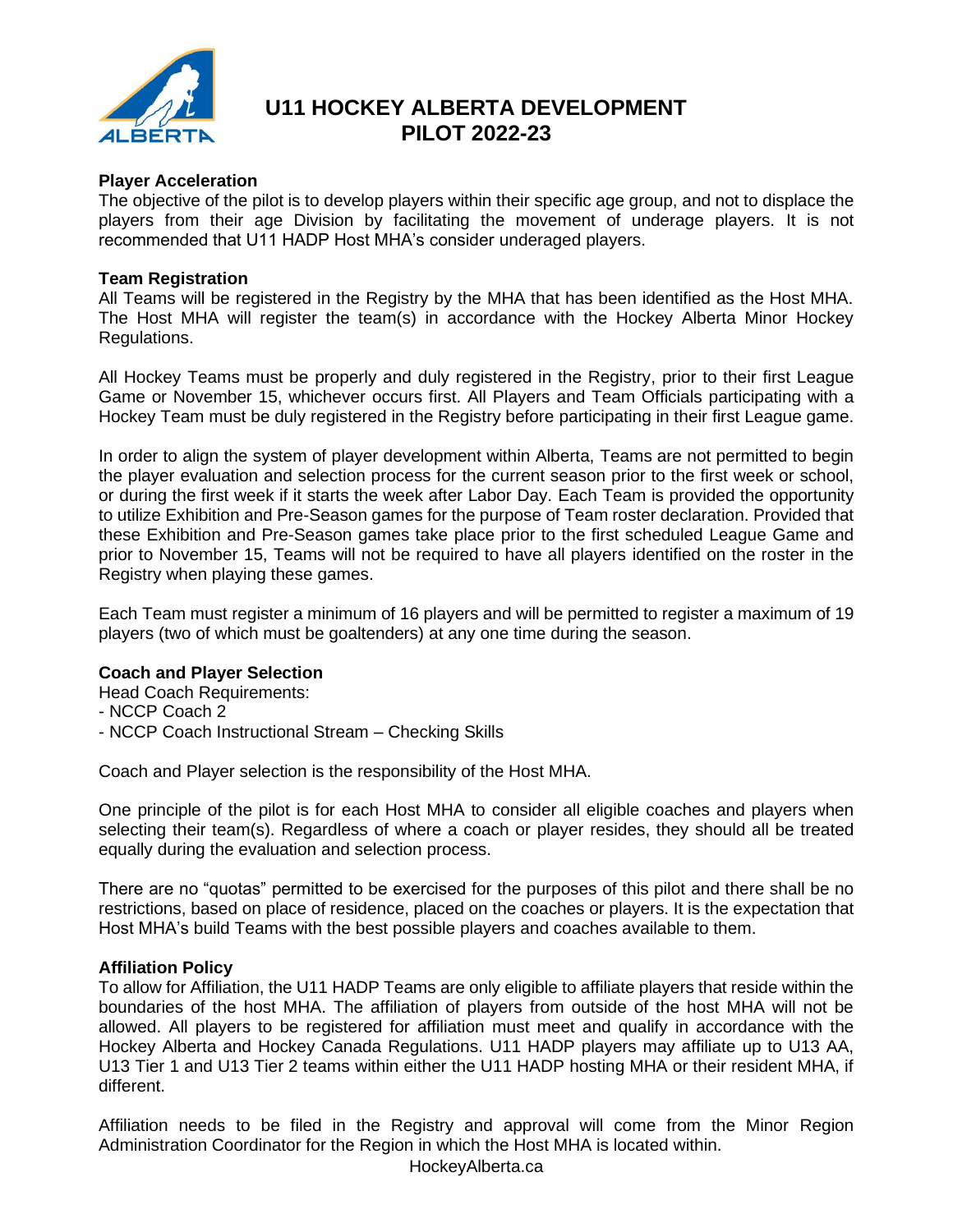# U11 HOCKEY ALBERTA DEVELOPMENT PILOT 2022-23

**Player Acceleration**

The objective of the pilot is to develop players within their specific age group, and not to displace the players from their age Division by facilitating the movement of underage players. It is not recommended that U11 HADP Host MHA's consider underaged players.

**Team Registration**

All Teams will be registered in the Registry by the MHA that has been identified as the Host MHA. The Host MHA will register the team(s) in accordance with the Hockey Alberta Minor Hockey Regulations.

All Hockey Teams must be properly and duly registered in the Registry, prior to their first League Game or November 15, whichever occurs first. All Players and Team Officials participating with a Hockey Team must be duly registered in the Registry before participating in their first League game.

In order to align the system of player development within Alberta, Teams are not permitted to begin the player evaluation and selection process for the current season prior to the first week or school, or during the first week if it starts the week after Labor Day. Each Team is provided the opportunity to utilize Exhibition and Pre-Season games for the purpose of Team roster declaration. Provided that these Exhibition and Pre-Season games take place prior to the first scheduled League Game and prior to November 15, Teams will not be required to have all players identified on the roster in the Registry when playing these games.

Each Team must register a minimum of 16 players and will be permitted to register a maximum of 19 players (two of which must be goaltenders) at any one time during the season.

**Coach and Player Selection**

Head Coach Requirements:
- NCCP Coach 2
- NCCP Coach Instructional Stream – Checking Skills

Coach and Player selection is the responsibility of the Host MHA.

One principle of the pilot is for each Host MHA to consider all eligible coaches and players when selecting their team(s). Regardless of where a coach or player resides, they should all be treated equally during the evaluation and selection process.

There are no "quotas" permitted to be exercised for the purposes of this pilot and there shall be no restrictions, based on place of residence, placed on the coaches or players. It is the expectation that Host MHA's build Teams with the best possible players and coaches available to them.

**Affiliation Policy**

To allow for Affiliation, the U11 HADP Teams are only eligible to affiliate players that reside within the boundaries of the host MHA. The affiliation of players from outside of the host MHA will not be allowed. All players to be registered for affiliation must meet and qualify in accordance with the Hockey Alberta and Hockey Canada Regulations. U11 HADP players may affiliate up to U13 AA, U13 Tier 1 and U13 Tier 2 teams within either the U11 HADP hosting MHA or their resident MHA, if different.

Affiliation needs to be filed in the Registry and approval will come from the Minor Region Administration Coordinator for the Region in which the Host MHA is located within.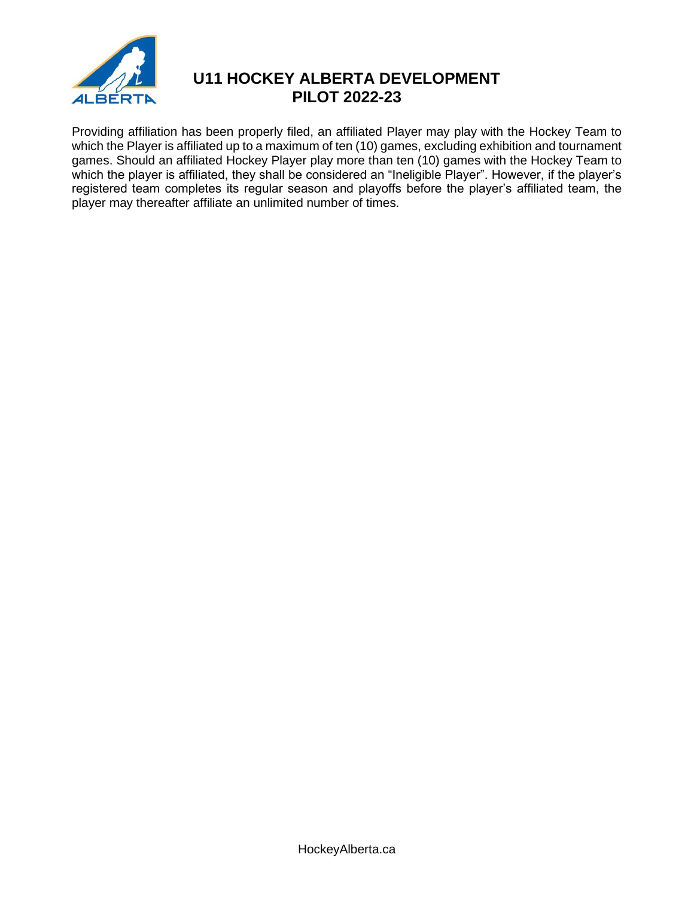Providing affiliation has been properly filed, an affiliated Player may play with the Hockey Team to which the Player is affiliated up to a maximum of ten (10) games, excluding exhibition and tournament games. Should an affiliated Hockey Player play more than ten (10) games with the Hockey Team to which the player is affiliated, they shall be considered an "Ineligible Player". However, if the player's registered team completes its regular season and playoffs before the player's affiliated team, the player may thereafter affiliate an unlimited number of times.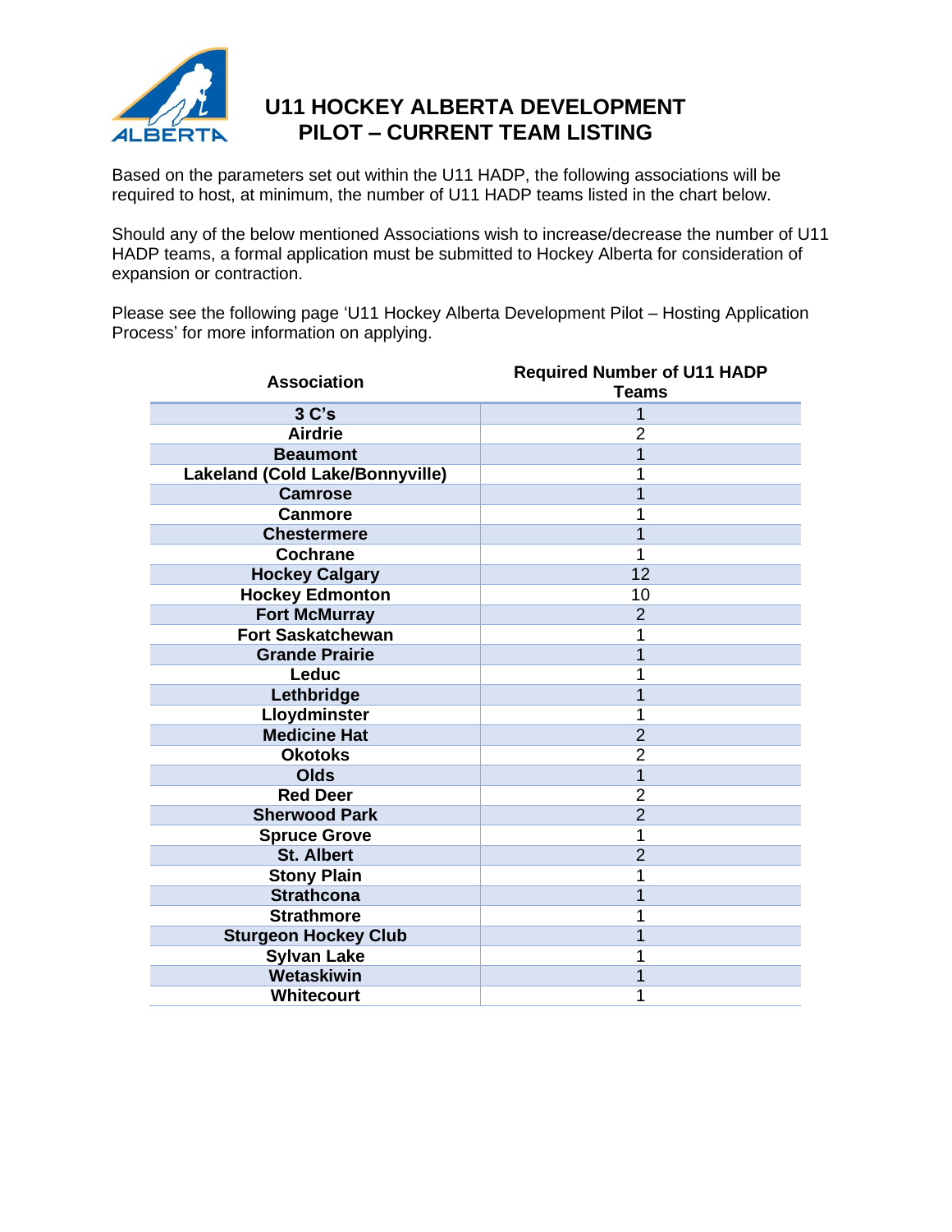# U11 HOCKEY ALBERTA DEVELOPMENT PILOT – CURRENT TEAM LISTING

Based on the parameters set out within the U11 HADP, the following associations will be required to host, at minimum, the number of U11 HADP teams listed in the chart below.

Should any of the below mentioned Associations wish to increase/decrease the number of U11 HADP teams, a formal application must be submitted to Hockey Alberta for consideration of expansion or contraction.

Please see the following page 'U11 Hockey Alberta Development Pilot – Hosting Application Process' for more information on applying.

| Association | Required Number of U11 HADP Teams |
|---|---|
| 3 C's | 1 |
| Airdrie | 2 |
| Beaumont | 1 |
| Lakeland (Cold Lake/Bonnyville) | 1 |
| Camrose | 1 |
| Canmore | 1 |
| Chestermere | 1 |
| Cochrane | 1 |
| Hockey Calgary | 12 |
| Hockey Edmonton | 10 |
| Fort McMurray | 2 |
| Fort Saskatchewan | 1 |
| Grande Prairie | 1 |
| Leduc | 1 |
| Lethbridge | 1 |
| Lloydminster | 1 |
| Medicine Hat | 2 |
| Okotoks | 2 |
| Olds | 1 |
| Red Deer | 2 |
| Sherwood Park | 2 |
| Spruce Grove | 1 |
| St. Albert | 2 |
| Stony Plain | 1 |
| Strathcona | 1 |
| Strathmore | 1 |
| Sturgeon Hockey Club | 1 |
| Sylvan Lake | 1 |
| Wetaskiwin | 1 |
| Whitecourt | 1 |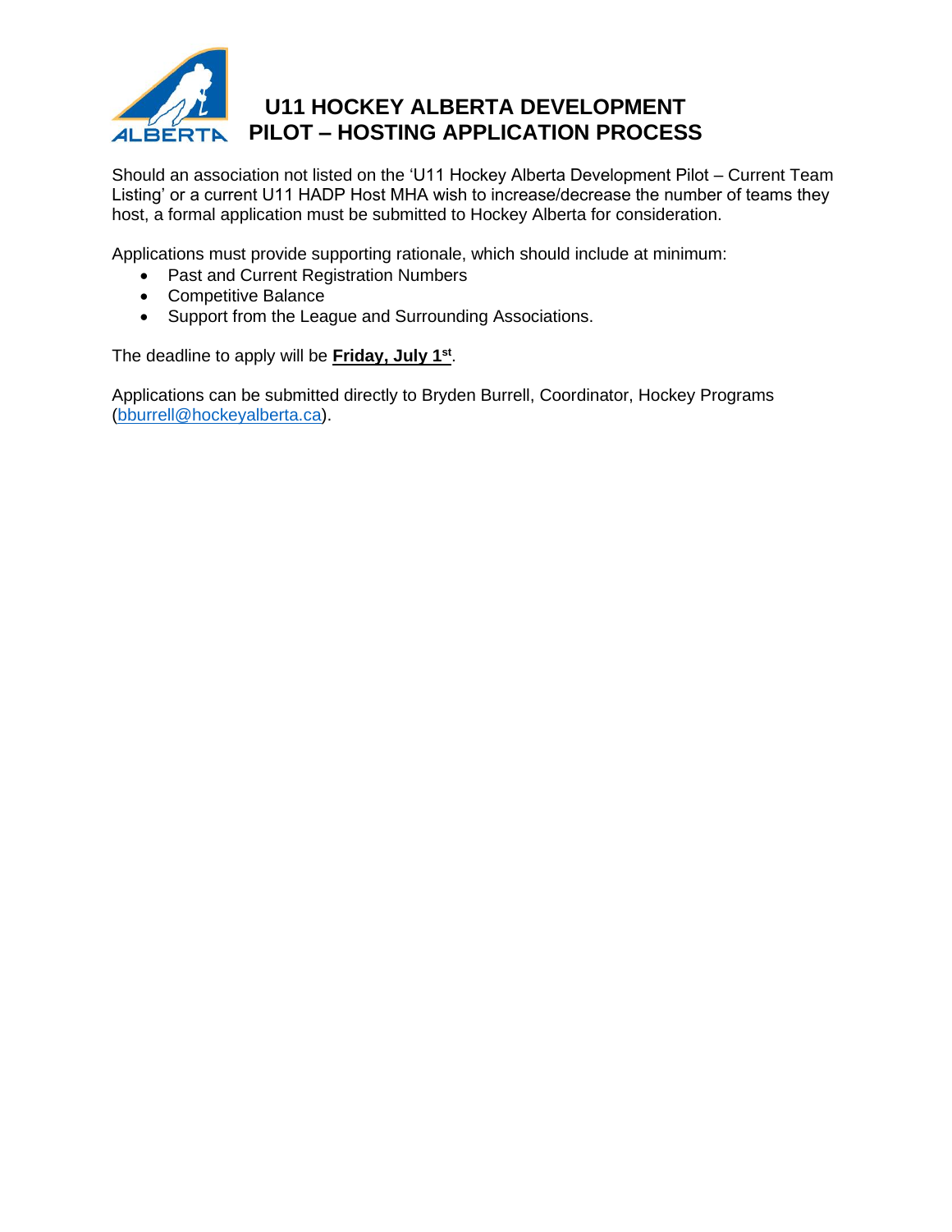# U11 HOCKEY ALBERTA DEVELOPMENT PILOT – HOSTING APPLICATION PROCESS

Should an association not listed on the 'U11 Hockey Alberta Development Pilot – Current Team Listing' or a current U11 HADP Host MHA wish to increase/decrease the number of teams they host, a formal application must be submitted to Hockey Alberta for consideration.

Applications must provide supporting rationale, which should include at minimum:

- Past and Current Registration Numbers
- Competitive Balance
- Support from the League and Surrounding Associations.

The deadline to apply will be **Friday, July 1st**.

Applications can be submitted directly to Bryden Burrell, Coordinator, Hockey Programs (bburrell@hockeyalberta.ca).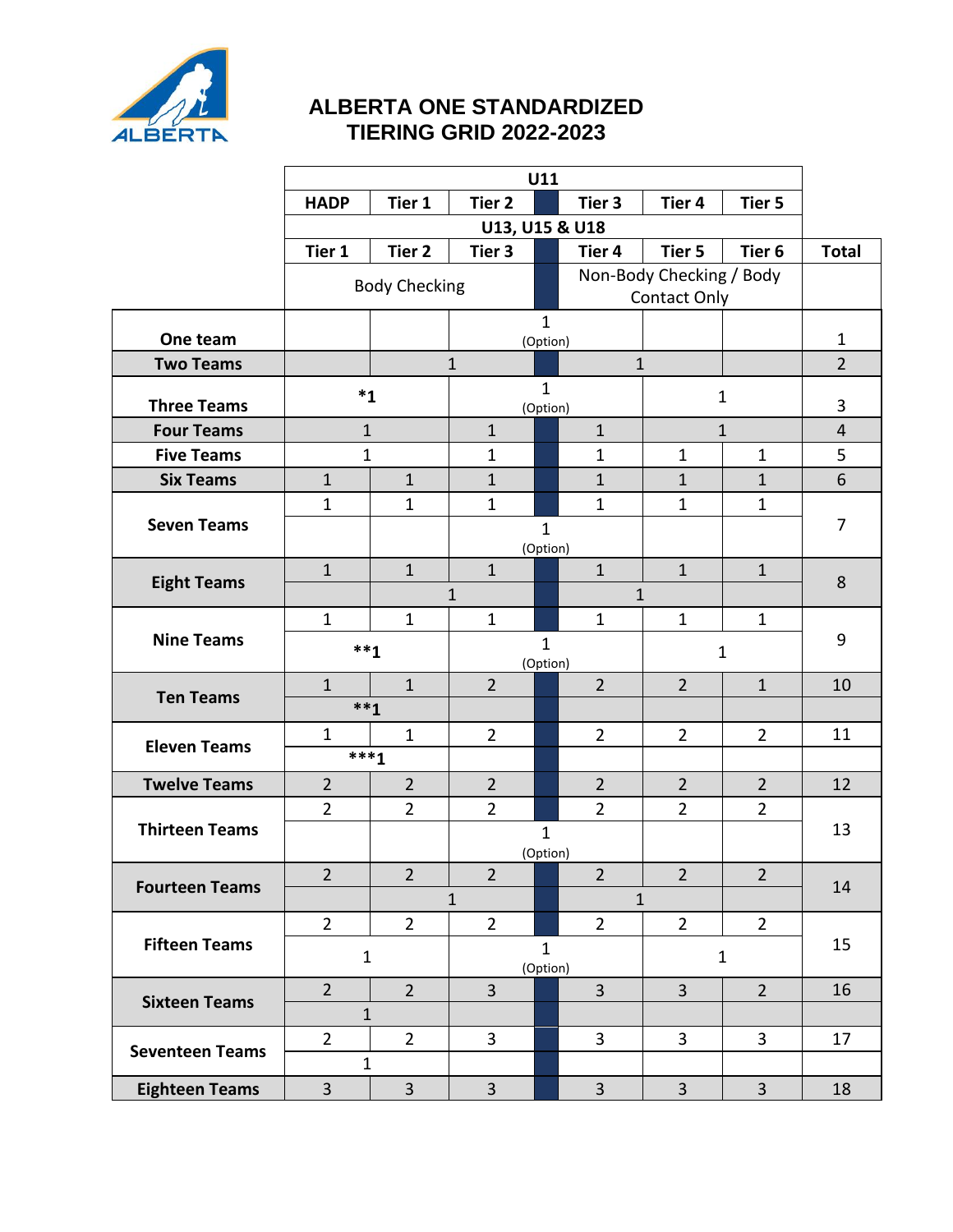# ALBERTA ONE STANDARDIZED TIERING GRID 2022-2023

| | U11 | | | | | | | |
|---|---|---|---|---|---|---|---|---|
| | HADP | Tier 1 | Tier 2 | | Tier 3 | Tier 4 | Tier 5 | |
| | U13, U15 & U18 | | | | | | | |
| | Tier 1 | Tier 2 | Tier 3 | | Tier 4 | Tier 5 | Tier 6 | Total |
| | Body Checking | | | | Non-Body Checking / Body Contact Only | | | |
| One team | | | | 1 (Option) | | | | 1 |
| Two Teams | | 1 | | | 1 | | | 2 |
| Three Teams | *1 | | | 1 (Option) | | 1 | | 3 |
| Four Teams | 1 | | 1 | | 1 | 1 | | 4 |
| Five Teams | 1 | | 1 | | 1 | 1 | 1 | 5 |
| Six Teams | 1 | 1 | 1 | | 1 | 1 | 1 | 6 |
| Seven Teams | 1 | 1 | 1 | | 1 | 1 | 1 | 7 |
| | | | | 1 (Option) | | | | |
| Eight Teams | 1 | 1 | 1 | | 1 | 1 | 1 | 8 |
| | | 1 | | | 1 | | | |
| Nine Teams | 1 | 1 | 1 | | 1 | 1 | 1 | 9 |
| | **1 | | | 1 (Option) | | 1 | | |
| Ten Teams | 1 | 1 | 2 | | 2 | 2 | 1 | 10 |
| | **1 | | | | | | | |
| Eleven Teams | 1 | 1 | 2 | | 2 | 2 | 2 | 11 |
| | ***1 | | | | | | | |
| Twelve Teams | 2 | 2 | 2 | | 2 | 2 | 2 | 12 |
| Thirteen Teams | 2 | 2 | 2 | | 2 | 2 | 2 | 13 |
| | | | | 1 (Option) | | | | |
| Fourteen Teams | 2 | 2 | 2 | | 2 | 2 | 2 | 14 |
| | | 1 | | | 1 | | | |
| Fifteen Teams | 2 | 2 | 2 | | 2 | 2 | 2 | 15 |
| | 1 | | | 1 (Option) | | 1 | | |
| Sixteen Teams | 2 | 2 | 3 | | 3 | 3 | 2 | 16 |
| | 1 | | | | | | | |
| Seventeen Teams | 2 | 2 | 3 | | 3 | 3 | 3 | 17 |
| | 1 | | | | | | | |
| Eighteen Teams | 3 | 3 | 3 | | 3 | 3 | 3 | 18 |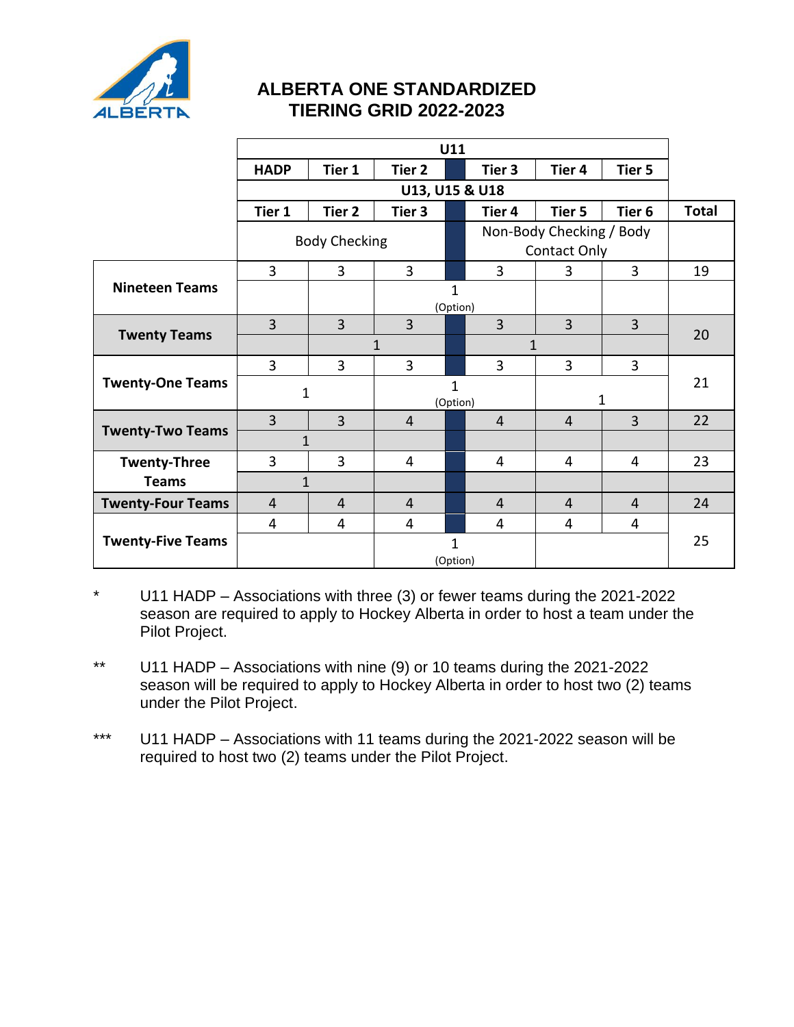# ALBERTA ONE STANDARDIZED TIERING GRID 2022-2023

| | U11 | | | | | | |
|---|---|---|---|---|---|---|---|
| | HADP | Tier 1 | Tier 2 | Tier 3 | Tier 4 | Tier 5 | |
| | U13, U15 & U18 | | | | | | |
| | Tier 1 | Tier 2 | Tier 3 | Tier 4 | Tier 5 | Tier 6 | Total |
| | Body Checking | | | Non-Body Checking / Body Contact Only | | | |
| **Nineteen Teams** | 3 | 3 | 3 | 3 | 3 | 3 | 19 |
| | | | 1 (Option) | | | | |
| **Twenty Teams** | 3 | 3 | 3 | 3 | 3 | 3 | 20 |
| | | 1 | | 1 | | | |
| **Twenty-One Teams** | 3 | 3 | 3 | 3 | 3 | 3 | 21 |
| | 1 | | 1 (Option) | | 1 | | |
| **Twenty-Two Teams** | 3 | 3 | 4 | 4 | 4 | 3 | 22 |
| | 1 | | | | | | |
| **Twenty-Three Teams** | 3 | 3 | 4 | 4 | 4 | 4 | 23 |
| | 1 | | | | | | |
| **Twenty-Four Teams** | 4 | 4 | 4 | 4 | 4 | 4 | 24 |
| **Twenty-Five Teams** | 4 | 4 | 4 | 4 | 4 | 4 | 25 |
| | | | 1 (Option) | | | | |

\* U11 HADP – Associations with three (3) or fewer teams during the 2021-2022 season are required to apply to Hockey Alberta in order to host a team under the Pilot Project.

\*\* U11 HADP – Associations with nine (9) or 10 teams during the 2021-2022 season will be required to apply to Hockey Alberta in order to host two (2) teams under the Pilot Project.

\*\*\* U11 HADP – Associations with 11 teams during the 2021-2022 season will be required to host two (2) teams under the Pilot Project.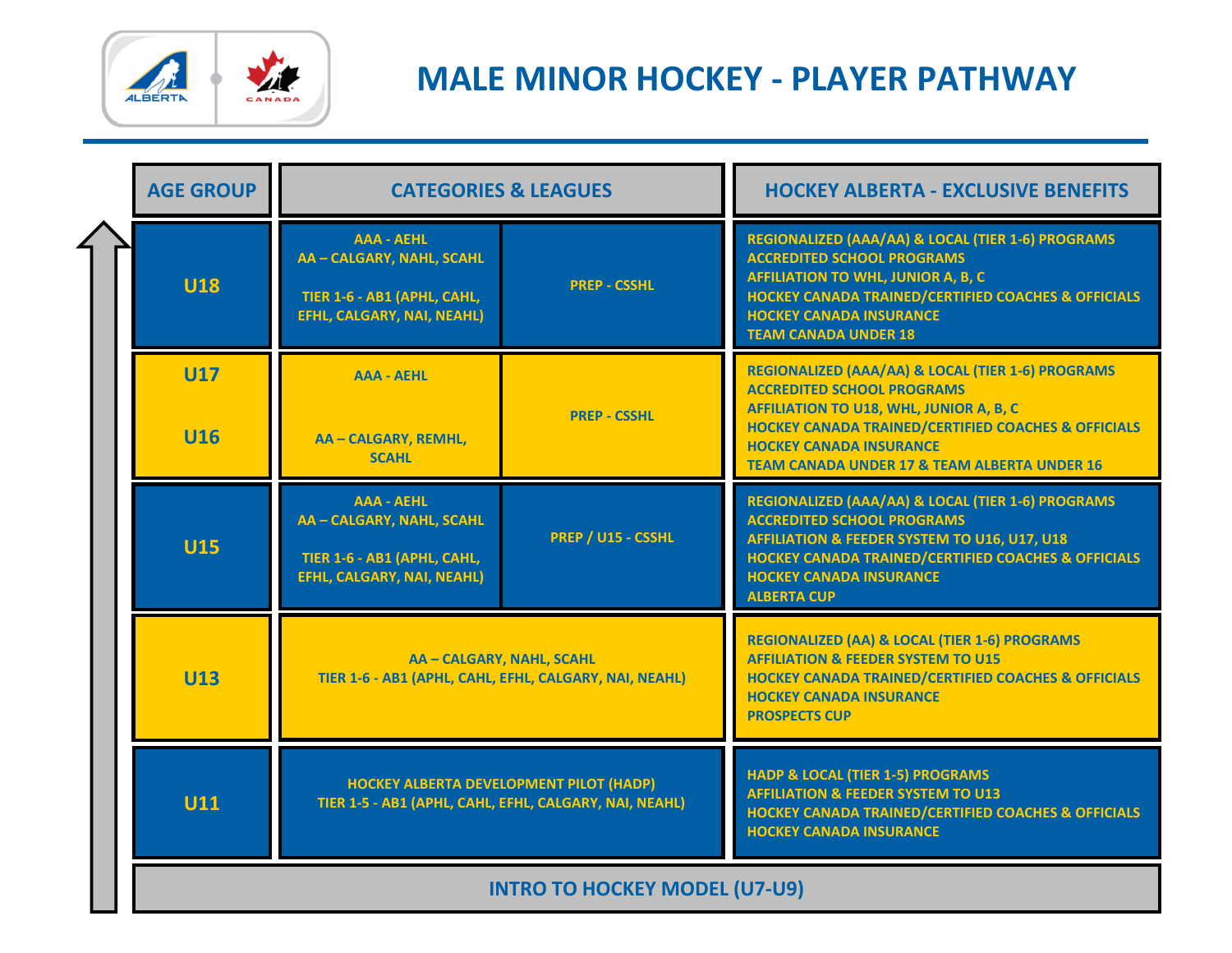# MALE MINOR HOCKEY - PLAYER PATHWAY

| AGE GROUP | CATEGORIES & LEAGUES | | HOCKEY ALBERTA - EXCLUSIVE BENEFITS |
|---|---|---|---|
| U18 | AAA - AEHL<br>AA – CALGARY, NAHL, SCAHL<br><br>TIER 1-6 - AB1 (APHL, CAHL, EFHL, CALGARY, NAI, NEAHL) | PREP - CSSHL | REGIONALIZED (AAA/AA) & LOCAL (TIER 1-6) PROGRAMS<br>ACCREDITED SCHOOL PROGRAMS<br>AFFILIATION TO WHL, JUNIOR A, B, C<br>HOCKEY CANADA TRAINED/CERTIFIED COACHES & OFFICIALS<br>HOCKEY CANADA INSURANCE<br>TEAM CANADA UNDER 18 |
| U17<br><br>U16 | AAA - AEHL<br><br>AA – CALGARY, REMHL, SCAHL | PREP - CSSHL | REGIONALIZED (AAA/AA) & LOCAL (TIER 1-6) PROGRAMS<br>ACCREDITED SCHOOL PROGRAMS<br>AFFILIATION TO U18, WHL, JUNIOR A, B, C<br>HOCKEY CANADA TRAINED/CERTIFIED COACHES & OFFICIALS<br>HOCKEY CANADA INSURANCE<br>TEAM CANADA UNDER 17 & TEAM ALBERTA UNDER 16 |
| U15 | AAA - AEHL<br>AA – CALGARY, NAHL, SCAHL<br><br>TIER 1-6 - AB1 (APHL, CAHL, EFHL, CALGARY, NAI, NEAHL) | PREP / U15 - CSSHL | REGIONALIZED (AAA/AA) & LOCAL (TIER 1-6) PROGRAMS<br>ACCREDITED SCHOOL PROGRAMS<br>AFFILIATION & FEEDER SYSTEM TO U16, U17, U18<br>HOCKEY CANADA TRAINED/CERTIFIED COACHES & OFFICIALS<br>HOCKEY CANADA INSURANCE<br>ALBERTA CUP |
| U13 | AA – CALGARY, NAHL, SCAHL<br>TIER 1-6 - AB1 (APHL, CAHL, EFHL, CALGARY, NAI, NEAHL) | | REGIONALIZED (AA) & LOCAL (TIER 1-6) PROGRAMS<br>AFFILIATION & FEEDER SYSTEM TO U15<br>HOCKEY CANADA TRAINED/CERTIFIED COACHES & OFFICIALS<br>HOCKEY CANADA INSURANCE<br>PROSPECTS CUP |
| U11 | HOCKEY ALBERTA DEVELOPMENT PILOT (HADP)<br>TIER 1-5 - AB1 (APHL, CAHL, EFHL, CALGARY, NAI, NEAHL) | | HADP & LOCAL (TIER 1-5) PROGRAMS<br>AFFILIATION & FEEDER SYSTEM TO U13<br>HOCKEY CANADA TRAINED/CERTIFIED COACHES & OFFICIALS<br>HOCKEY CANADA INSURANCE |
| INTRO TO HOCKEY MODEL (U7-U9) | | | |